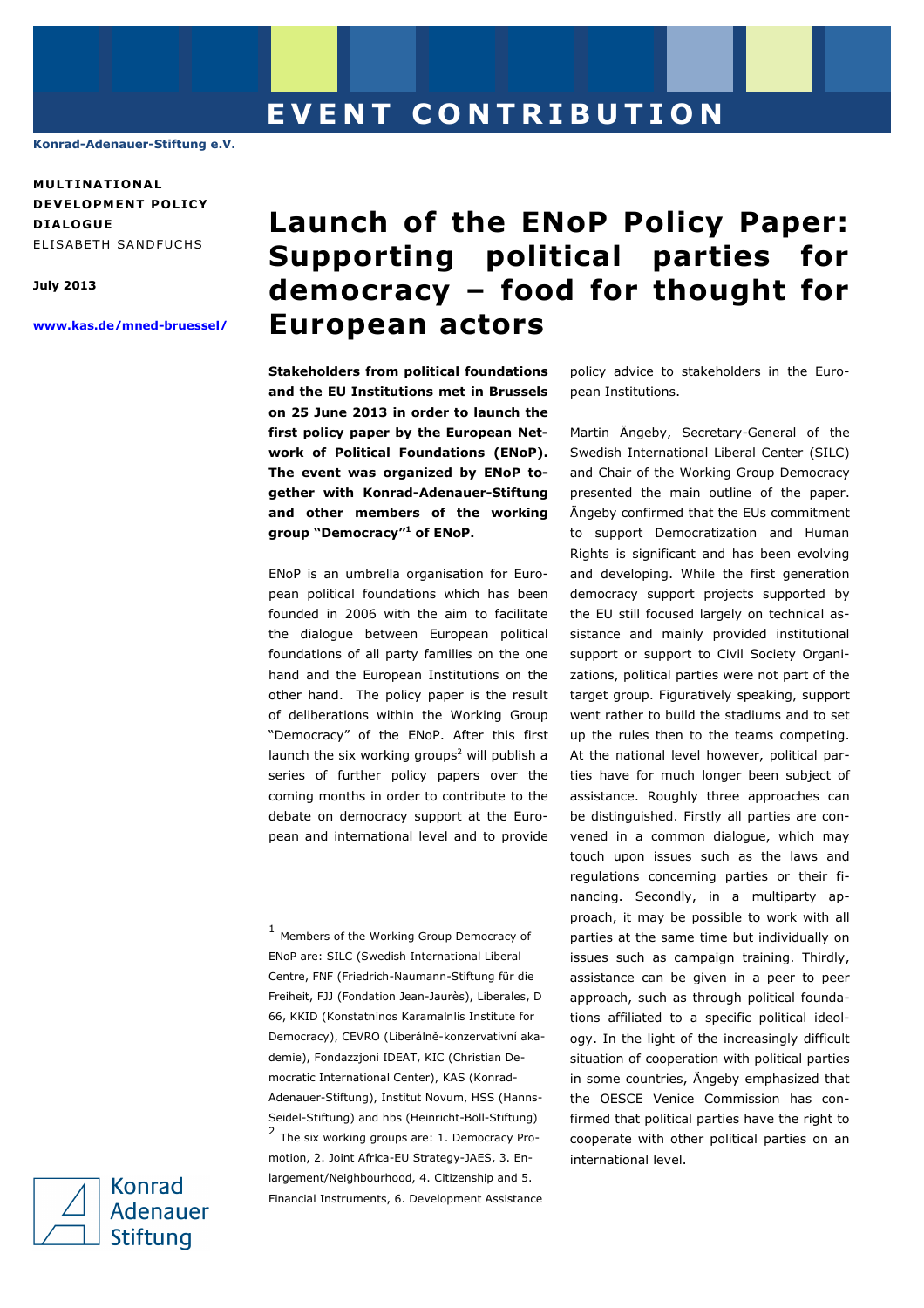EVENT CONTRIBUTION

Konrad-Adenauer-Stiftung e.V.

**MULTINATIONAL DEVELOPMENT POLICY DIALOGUE**
ELISABETH SANDFUCHS

**July 2013**

**www.kas.de/mned-bruessel/**

# Launch of the ENoP Policy Paper: Supporting political parties for democracy – food for thought for European actors

**Stakeholders from political foundations and the EU Institutions met in Brussels on 25 June 2013 in order to launch the first policy paper by the European Network of Political Foundations (ENoP). The event was organized by ENoP together with Konrad-Adenauer-Stiftung and other members of the working group "Democracy"[1] of ENoP.**

ENoP is an umbrella organisation for European political foundations which has been founded in 2006 with the aim to facilitate the dialogue between European political foundations of all party families on the one hand and the European Institutions on the other hand. The policy paper is the result of deliberations within the Working Group "Democracy" of the ENoP. After this first launch the six working groups[2] will publish a series of further policy papers over the coming months in order to contribute to the debate on democracy support at the European and international level and to provide policy advice to stakeholders in the European Institutions.

Martin Ängeby, Secretary-General of the Swedish International Liberal Center (SILC) and Chair of the Working Group Democracy presented the main outline of the paper. Ängeby confirmed that the EUs commitment to support Democratization and Human Rights is significant and has been evolving and developing. While the first generation democracy support projects supported by the EU still focused largely on technical assistance and mainly provided institutional support or support to Civil Society Organizations, political parties were not part of the target group. Figuratively speaking, support went rather to build the stadiums and to set up the rules then to the teams competing. At the national level however, political parties have for much longer been subject of assistance. Roughly three approaches can be distinguished. Firstly all parties are convened in a common dialogue, which may touch upon issues such as the laws and regulations concerning parties or their financing. Secondly, in a multiparty approach, it may be possible to work with all parties at the same time but individually on issues such as campaign training. Thirdly, assistance can be given in a peer to peer approach, such as through political foundations affiliated to a specific political ideology. In the light of the increasingly difficult situation of cooperation with political parties in some countries, Ängeby emphasized that the OESCE Venice Commission has confirmed that political parties have the right to cooperate with other political parties on an international level.

---

[1] Members of the Working Group Democracy of ENoP are: SILC (Swedish International Liberal Centre, FNF (Friedrich-Naumann-Stiftung für die Freiheit, FJJ (Fondation Jean-Jaurès), Liberales, D 66, KKID (Konstatninos Karamalnlis Institute for Democracy), CEVRO (Liberálně-konzervativní akademie), Fondazzjoni IDEAT, KIC (Christian Democratic International Center), KAS (Konrad-Adenauer-Stiftung), Institut Novum, HSS (Hanns-Seidel-Stiftung) and hbs (Heinricht-Böll-Stiftung)

[2] The six working groups are: 1. Democracy Promotion, 2. Joint Africa-EU Strategy-JAES, 3. Enlargement/Neighbourhood, 4. Citizenship and 5. Financial Instruments, 6. Development Assistance

Konrad Adenauer Stiftung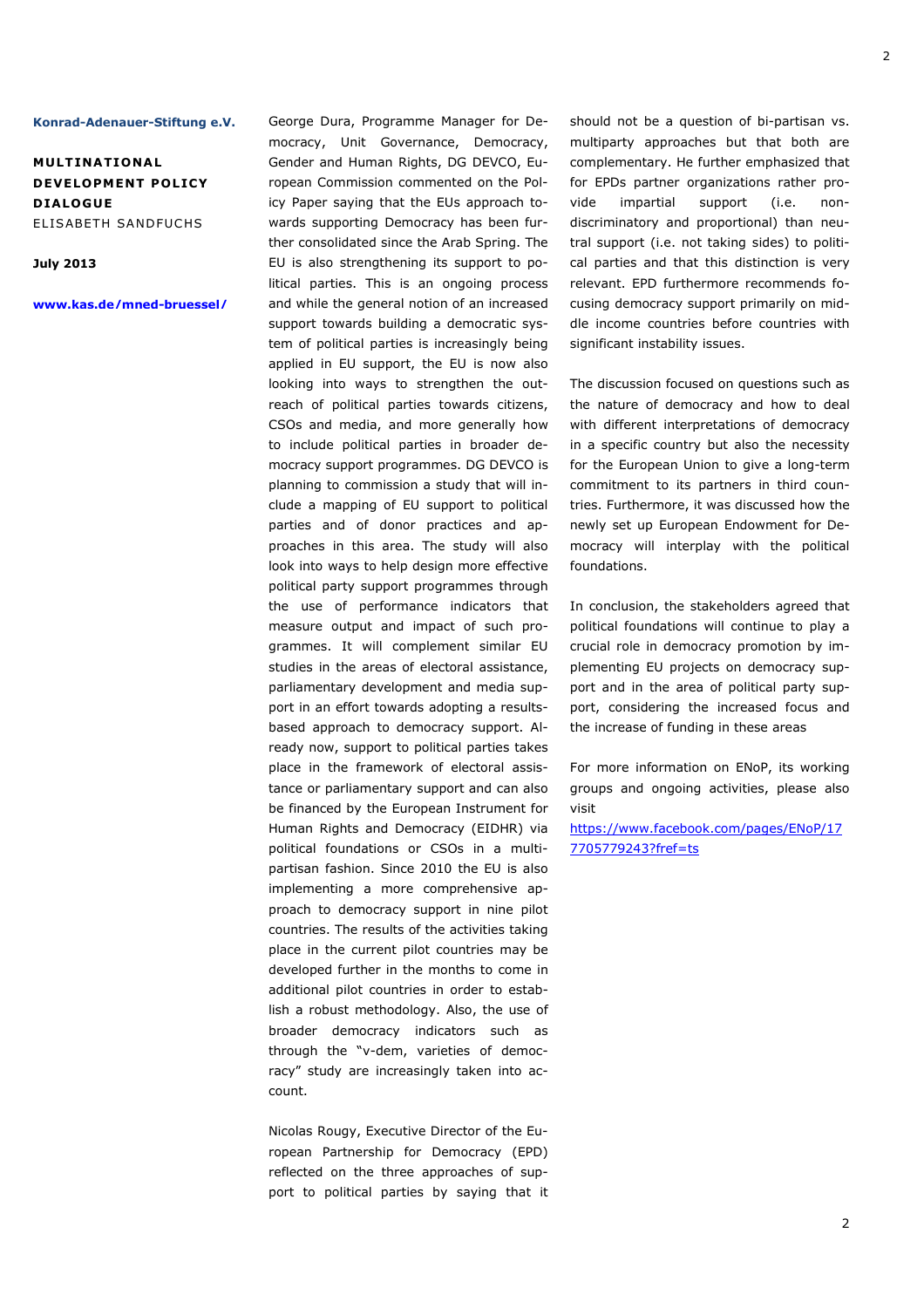**Konrad-Adenauer-Stiftung e.V.**

**MULTINATIONAL DEVELOPMENT POLICY DIALOGUE**
ELISABETH SANDFUCHS

**July 2013**

**www.kas.de/mned-bruessel/**

George Dura, Programme Manager for Democracy, Unit Governance, Democracy, Gender and Human Rights, DG DEVCO, European Commission commented on the Policy Paper saying that the EUs approach towards supporting Democracy has been further consolidated since the Arab Spring. The EU is also strengthening its support to political parties. This is an ongoing process and while the general notion of an increased support towards building a democratic system of political parties is increasingly being applied in EU support, the EU is now also looking into ways to strengthen the outreach of political parties towards citizens, CSOs and media, and more generally how to include political parties in broader democracy support programmes. DG DEVCO is planning to commission a study that will include a mapping of EU support to political parties and of donor practices and approaches in this area. The study will also look into ways to help design more effective political party support programmes through the use of performance indicators that measure output and impact of such programmes. It will complement similar EU studies in the areas of electoral assistance, parliamentary development and media support in an effort towards adopting a results-based approach to democracy support. Already now, support to political parties takes place in the framework of electoral assistance or parliamentary support and can also be financed by the European Instrument for Human Rights and Democracy (EIDHR) via political foundations or CSOs in a multi-partisan fashion. Since 2010 the EU is also implementing a more comprehensive approach to democracy support in nine pilot countries. The results of the activities taking place in the current pilot countries may be developed further in the months to come in additional pilot countries in order to establish a robust methodology. Also, the use of broader democracy indicators such as through the "v-dem, varieties of democracy" study are increasingly taken into account.

Nicolas Rougy, Executive Director of the European Partnership for Democracy (EPD) reflected on the three approaches of support to political parties by saying that it should not be a question of bi-partisan vs. multiparty approaches but that both are complementary. He further emphasized that for EPDs partner organizations rather provide impartial support (i.e. non-discriminatory and proportional) than neutral support (i.e. not taking sides) to political parties and that this distinction is very relevant. EPD furthermore recommends focusing democracy support primarily on middle income countries before countries with significant instability issues.

The discussion focused on questions such as the nature of democracy and how to deal with different interpretations of democracy in a specific country but also the necessity for the European Union to give a long-term commitment to its partners in third countries. Furthermore, it was discussed how the newly set up European Endowment for Democracy will interplay with the political foundations.

In conclusion, the stakeholders agreed that political foundations will continue to play a crucial role in democracy promotion by implementing EU projects on democracy support and in the area of political party support, considering the increased focus and the increase of funding in these areas

For more information on ENoP, its working groups and ongoing activities, please also visit
https://www.facebook.com/pages/ENoP/177705779243?fref=ts